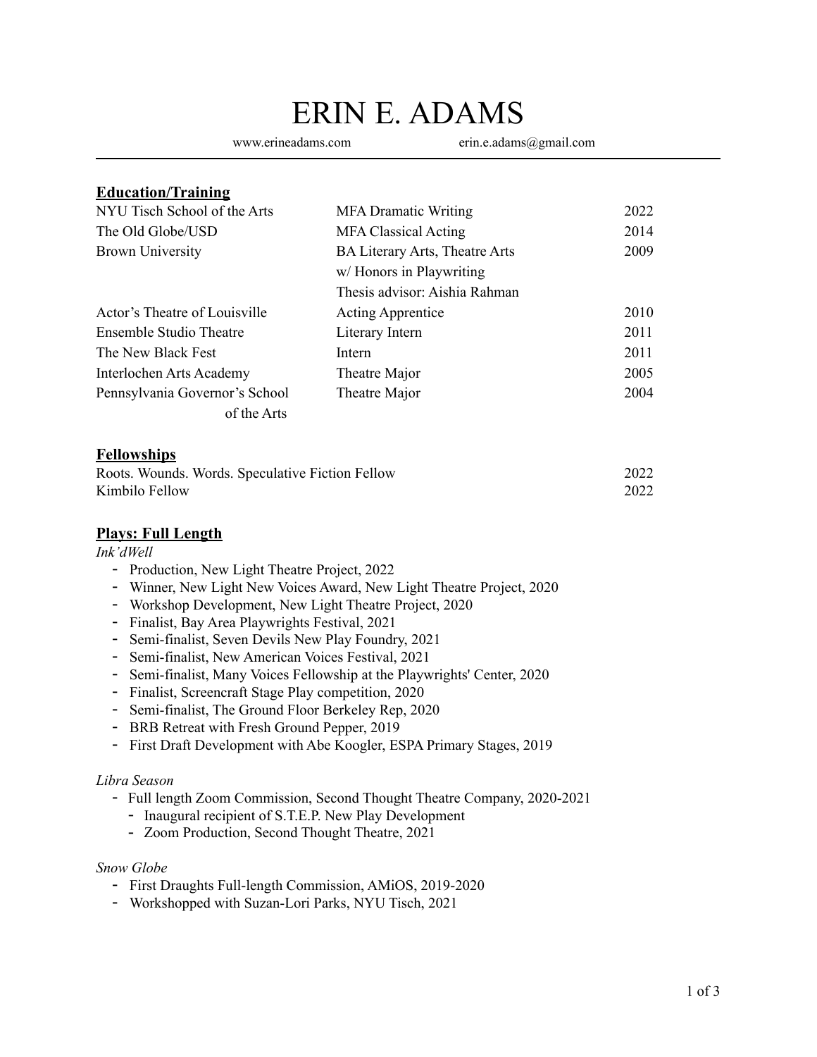# ERIN E. ADAMS

www.erineadams.com erin.e.adams@gmail.com

## Education/Training

| | | |
|---|---|---|
| NYU Tisch School of the Arts | MFA Dramatic Writing | 2022 |
| The Old Globe/USD | MFA Classical Acting | 2014 |
| Brown University | BA Literary Arts, Theatre Arts w/ Honors in Playwriting Thesis advisor: Aishia Rahman | 2009 |
| Actor's Theatre of Louisville | Acting Apprentice | 2010 |
| Ensemble Studio Theatre | Literary Intern | 2011 |
| The New Black Fest | Intern | 2011 |
| Interlochen Arts Academy | Theatre Major | 2005 |
| Pennsylvania Governor's School of the Arts | Theatre Major | 2004 |

## Fellowships

| | |
|---|---|
| Roots. Wounds. Words. Speculative Fiction Fellow | 2022 |
| Kimbilo Fellow | 2022 |

## Plays: Full Length

*Ink'dWell*

- Production, New Light Theatre Project, 2022
- Winner, New Light New Voices Award, New Light Theatre Project, 2020
- Workshop Development, New Light Theatre Project, 2020
- Finalist, Bay Area Playwrights Festival, 2021
- Semi-finalist, Seven Devils New Play Foundry, 2021
- Semi-finalist, New American Voices Festival, 2021
- Semi-finalist, Many Voices Fellowship at the Playwrights' Center, 2020
- Finalist, Screencraft Stage Play competition, 2020
- Semi-finalist, The Ground Floor Berkeley Rep, 2020
- BRB Retreat with Fresh Ground Pepper, 2019
- First Draft Development with Abe Koogler, ESPA Primary Stages, 2019

*Libra Season*

- Full length Zoom Commission, Second Thought Theatre Company, 2020-2021
  - Inaugural recipient of S.T.E.P. New Play Development
  - Zoom Production, Second Thought Theatre, 2021

*Snow Globe*

- First Draughts Full-length Commission, AMiOS, 2019-2020
- Workshopped with Suzan-Lori Parks, NYU Tisch, 2021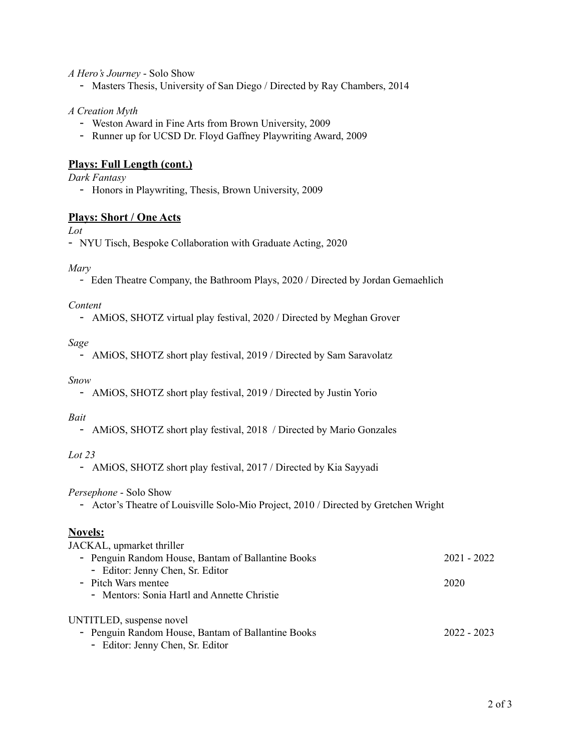*A Hero's Journey* - Solo Show

- Masters Thesis, University of San Diego / Directed by Ray Chambers, 2014

*A Creation Myth*

- Weston Award in Fine Arts from Brown University, 2009
- Runner up for UCSD Dr. Floyd Gaffney Playwriting Award, 2009

## **Plays: Full Length (cont.)**

*Dark Fantasy*

- Honors in Playwriting, Thesis, Brown University, 2009

## **Plays: Short / One Acts**

*Lot*

- NYU Tisch, Bespoke Collaboration with Graduate Acting, 2020

*Mary*

- Eden Theatre Company, the Bathroom Plays, 2020 / Directed by Jordan Gemaehlich

*Content*

- AMiOS, SHOTZ virtual play festival, 2020 / Directed by Meghan Grover

*Sage*

- AMiOS, SHOTZ short play festival, 2019 / Directed by Sam Saravolatz

*Snow*

- AMiOS, SHOTZ short play festival, 2019 / Directed by Justin Yorio

*Bait*

- AMiOS, SHOTZ short play festival, 2018 / Directed by Mario Gonzales

*Lot 23*

- AMiOS, SHOTZ short play festival, 2017 / Directed by Kia Sayyadi

*Persephone* - Solo Show

- Actor's Theatre of Louisville Solo-Mio Project, 2010 / Directed by Gretchen Wright

## **Novels:**

JACKAL, upmarket thriller

- Penguin Random House, Bantam of Ballantine Books — 2021 - 2022
  - Editor: Jenny Chen, Sr. Editor
- Pitch Wars mentee — 2020
  - Mentors: Sonia Hartl and Annette Christie

UNTITLED, suspense novel

- Penguin Random House, Bantam of Ballantine Books — 2022 - 2023
  - Editor: Jenny Chen, Sr. Editor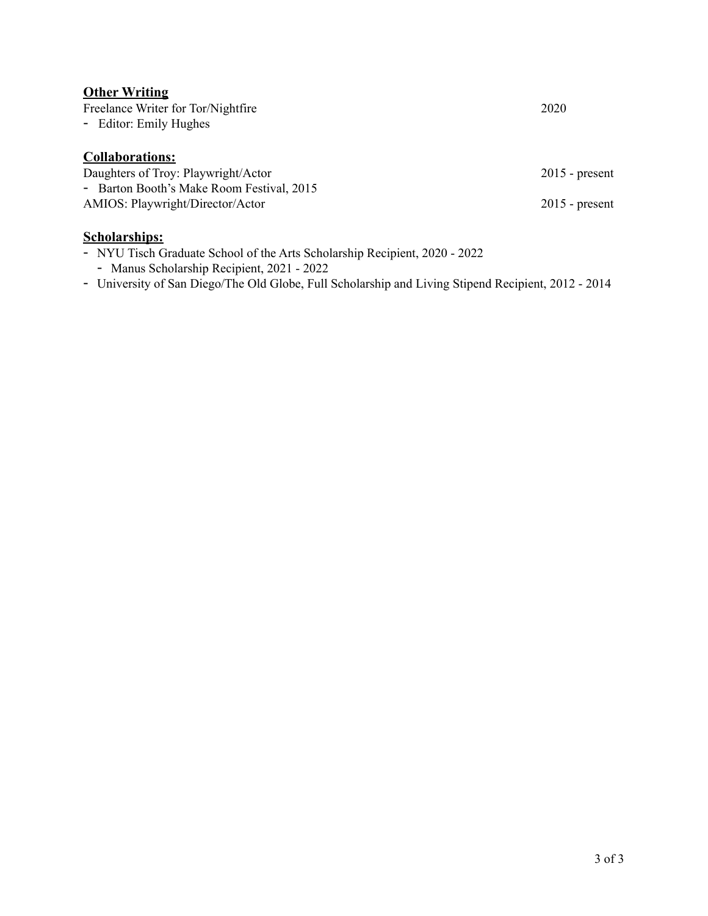## **Other Writing**

Freelance Writer for Tor/Nightfire 2020

- Editor: Emily Hughes

## **Collaborations:**

Daughters of Troy: Playwright/Actor 2015 - present

- Barton Booth's Make Room Festival, 2015

AMIOS: Playwright/Director/Actor 2015 - present

## **Scholarships:**

- NYU Tisch Graduate School of the Arts Scholarship Recipient, 2020 - 2022
  - Manus Scholarship Recipient, 2021 - 2022
- University of San Diego/The Old Globe, Full Scholarship and Living Stipend Recipient, 2012 - 2014